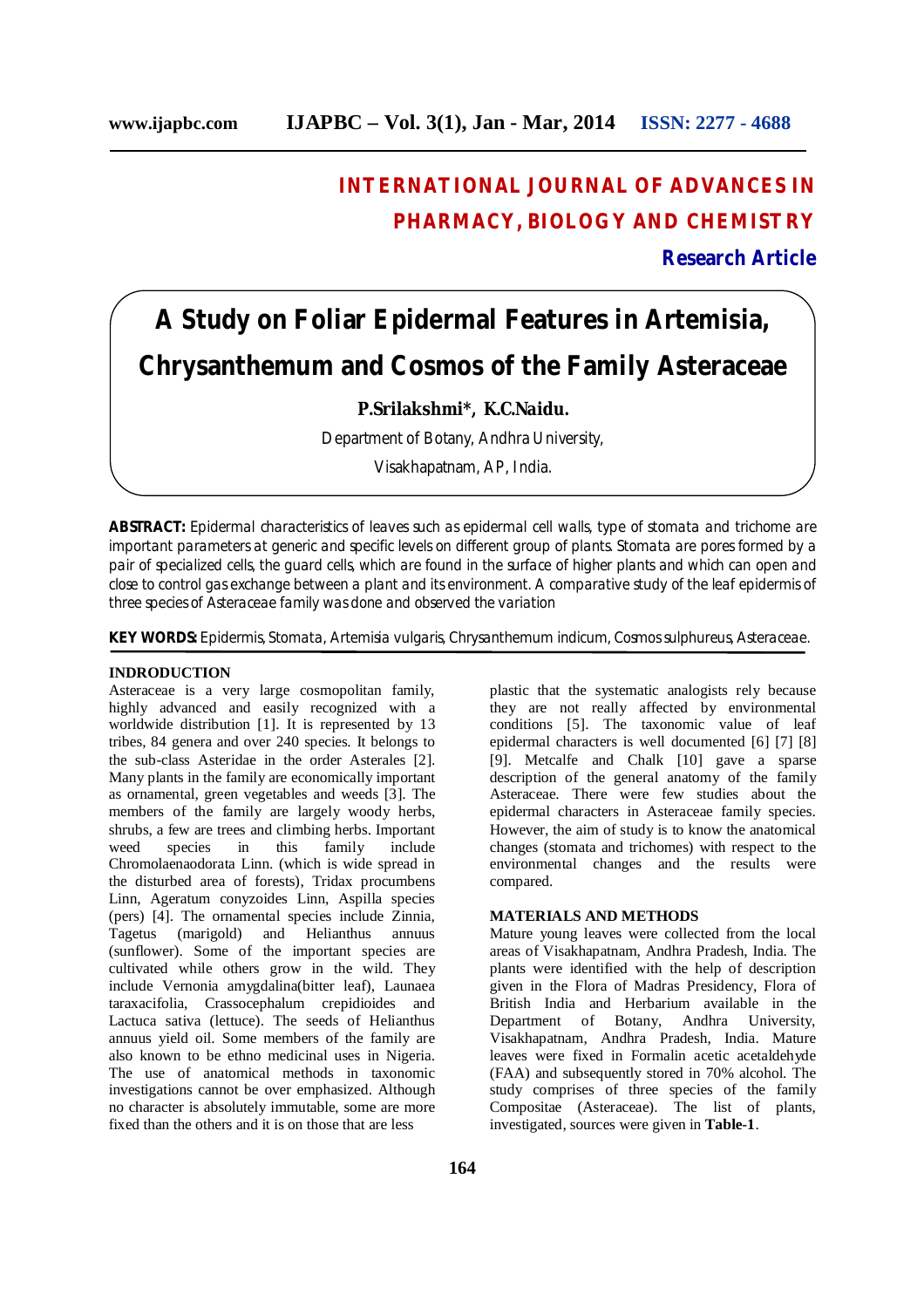# INTERNATIONAL JOURNAL OF ADVANCES IN PHARMACY, BIOLOGY AND CHEMISTRY

**Research Article**

# A Study on Foliar Epidermal Features in Artemisia, Chrysanthemum and Cosmos of the Family Asteraceae

**P.Srilakshmi*, K.C.Naidu.**

Department of Botany, Andhra University,

Visakhapatnam, AP, India.

**ABSTRACT:** Epidermal characteristics of leaves such as epidermal cell walls, type of stomata and trichome are important parameters at generic and specific levels on different group of plants. Stomata are pores formed by a pair of specialized cells, the guard cells, which are found in the surface of higher plants and which can open and close to control gas exchange between a plant and its environment. A comparative study of the leaf epidermis of three species of Asteraceae family was done and observed the variation

**KEY WORDS:** Epidermis, Stomata, Artemisia vulgaris, Chrysanthemum indicum, Cosmos sulphureus, Asteraceae.

## INDRODUCTION

Asteraceae is a very large cosmopolitan family, highly advanced and easily recognized with a worldwide distribution [1]. It is represented by 13 tribes, 84 genera and over 240 species. It belongs to the sub-class Asteridae in the order Asterales [2]. Many plants in the family are economically important as ornamental, green vegetables and weeds [3]. The members of the family are largely woody herbs, shrubs, a few are trees and climbing herbs. Important weed species in this family include Chromolaenaodorata Linn. (which is wide spread in the disturbed area of forests), Tridax procumbens Linn, Ageratum conyzoides Linn, Aspilla species (pers) [4]. The ornamental species include Zinnia, Tagetus (marigold) and Helianthus annuus (sunflower). Some of the important species are cultivated while others grow in the wild. They include Vernonia amygdalina(bitter leaf), Launaea taraxacifolia, Crassocephalum crepidioides and Lactuca sativa (lettuce). The seeds of Helianthus annuus yield oil. Some members of the family are also known to be ethno medicinal uses in Nigeria. The use of anatomical methods in taxonomic investigations cannot be over emphasized. Although no character is absolutely immutable, some are more fixed than the others and it is on those that are less plastic that the systematic analogists rely because they are not really affected by environmental conditions [5]. The taxonomic value of leaf epidermal characters is well documented [6] [7] [8] [9]. Metcalfe and Chalk [10] gave a sparse description of the general anatomy of the family Asteraceae. There were few studies about the epidermal characters in Asteraceae family species. However, the aim of study is to know the anatomical changes (stomata and trichomes) with respect to the environmental changes and the results were compared.

## MATERIALS AND METHODS

Mature young leaves were collected from the local areas of Visakhapatnam, Andhra Pradesh, India. The plants were identified with the help of description given in the Flora of Madras Presidency, Flora of British India and Herbarium available in the Department of Botany, Andhra University, Visakhapatnam, Andhra Pradesh, India. Mature leaves were fixed in Formalin acetic acetaldehyde (FAA) and subsequently stored in 70% alcohol. The study comprises of three species of the family Compositae (Asteraceae). The list of plants, investigated, sources were given in **Table-1**.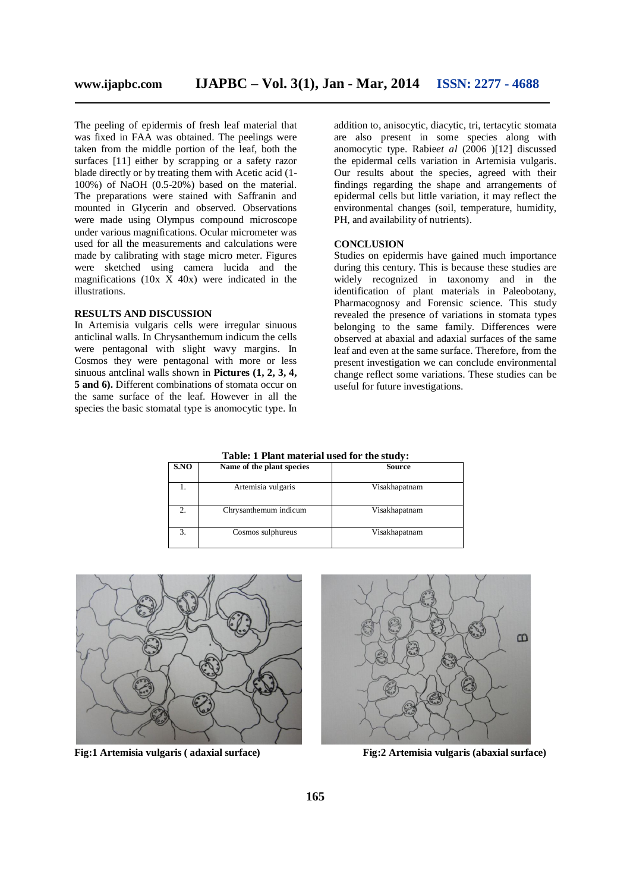The peeling of epidermis of fresh leaf material that was fixed in FAA was obtained. The peelings were taken from the middle portion of the leaf, both the surfaces [11] either by scrapping or a safety razor blade directly or by treating them with Acetic acid (1-100%) of NaOH (0.5-20%) based on the material. The preparations were stained with Saffranin and mounted in Glycerin and observed. Observations were made using Olympus compound microscope under various magnifications. Ocular micrometer was used for all the measurements and calculations were made by calibrating with stage micro meter. Figures were sketched using camera lucida and the magnifications (10x X 40x) were indicated in the illustrations.

## RESULTS AND DISCUSSION

In Artemisia vulgaris cells were irregular sinuous anticlinal walls. In Chrysanthemum indicum the cells were pentagonal with slight wavy margins. In Cosmos they were pentagonal with more or less sinuous antclinal walls shown in **Pictures (1, 2, 3, 4, 5 and 6).** Different combinations of stomata occur on the same surface of the leaf. However in all the species the basic stomatal type is anomocytic type. In addition to, anisocytic, diacytic, tri, tertacytic stomata are also present in some species along with anomocytic type. Rabie*et al* (2006 )[12] discussed the epidermal cells variation in Artemisia vulgaris. Our results about the species, agreed with their findings regarding the shape and arrangements of epidermal cells but little variation, it may reflect the environmental changes (soil, temperature, humidity, PH, and availability of nutrients).

## CONCLUSION

Studies on epidermis have gained much importance during this century. This is because these studies are widely recognized in taxonomy and in the identification of plant materials in Paleobotany, Pharmacognosy and Forensic science. This study revealed the presence of variations in stomata types belonging to the same family. Differences were observed at abaxial and adaxial surfaces of the same leaf and even at the same surface. Therefore, from the present investigation we can conclude environmental change reflect some variations. These studies can be useful for future investigations.

**Table: 1 Plant material used for the study:**

| S.NO | Name of the plant species | Source |
|---|---|---|
| 1. | Artemisia vulgaris | Visakhapatnam |
| 2. | Chrysanthemum indicum | Visakhapatnam |
| 3. | Cosmos sulphureus | Visakhapatnam |

**Fig:1 Artemisia vulgaris ( adaxial surface)**

**Fig:2 Artemisia vulgaris (abaxial surface)**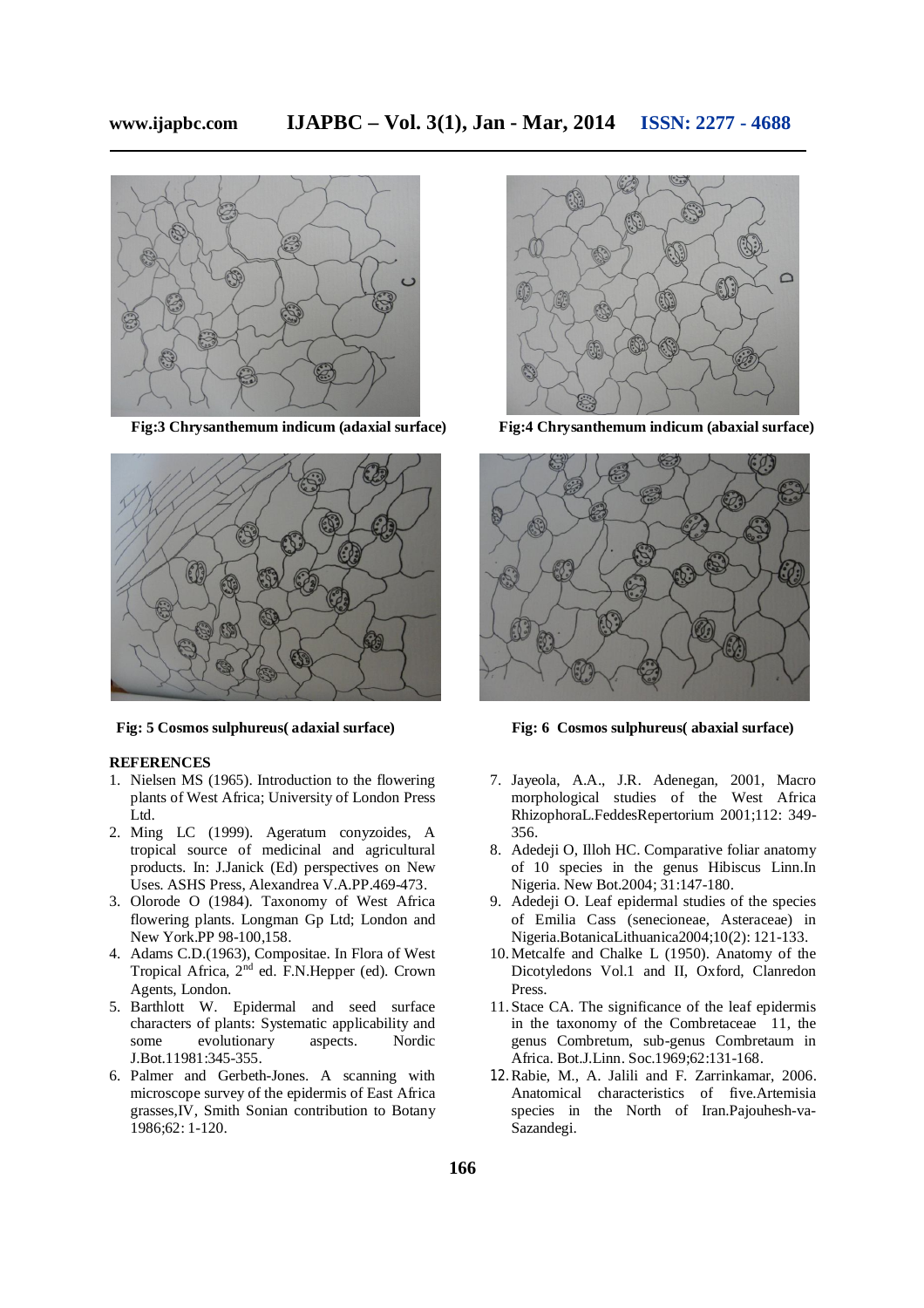Fig:3 Chrysanthemum indicum (adaxial surface)

Fig:4 Chrysanthemum indicum (abaxial surface)

Fig: 5 Cosmos sulphureus( adaxial surface)

Fig: 6 Cosmos sulphureus( abaxial surface)

**REFERENCES**

1. Nielsen MS (1965). Introduction to the flowering plants of West Africa; University of London Press Ltd.
2. Ming LC (1999). Ageratum conyzoides, A tropical source of medicinal and agricultural products. In: J.Janick (Ed) perspectives on New Uses. ASHS Press, Alexandrea V.A.PP.469-473.
3. Olorode O (1984). Taxonomy of West Africa flowering plants. Longman Gp Ltd; London and New York.PP 98-100,158.
4. Adams C.D.(1963), Compositae. In Flora of West Tropical Africa, 2nd ed. F.N.Hepper (ed). Crown Agents, London.
5. Barthlott W. Epidermal and seed surface characters of plants: Systematic applicability and some evolutionary aspects. Nordic J.Bot.11981:345-355.
6. Palmer and Gerbeth-Jones. A scanning with microscope survey of the epidermis of East Africa grasses,IV, Smith Sonian contribution to Botany 1986;62: 1-120.
7. Jayeola, A.A., J.R. Adenegan, 2001, Macro morphological studies of the West Africa RhizophoraL.FeddesRepertorium 2001;112: 349-356.
8. Adedeji O, Illoh HC. Comparative foliar anatomy of 10 species in the genus Hibiscus Linn.In Nigeria. New Bot.2004; 31:147-180.
9. Adedeji O. Leaf epidermal studies of the species of Emilia Cass (senecioneae, Asteraceae) in Nigeria.BotanicaLithuanica2004;10(2): 121-133.
10. Metcalfe and Chalke L (1950). Anatomy of the Dicotyledons Vol.1 and II, Oxford, Clanredon Press.
11. Stace CA. The significance of the leaf epidermis in the taxonomy of the Combretaceae 11, the genus Combretum, sub-genus Combretaum in Africa. Bot.J.Linn. Soc.1969;62:131-168.
12. Rabie, M., A. Jalili and F. Zarrinkamar, 2006. Anatomical characteristics of five.Artemisia species in the North of Iran.Pajouhesh-va-Sazandegi.